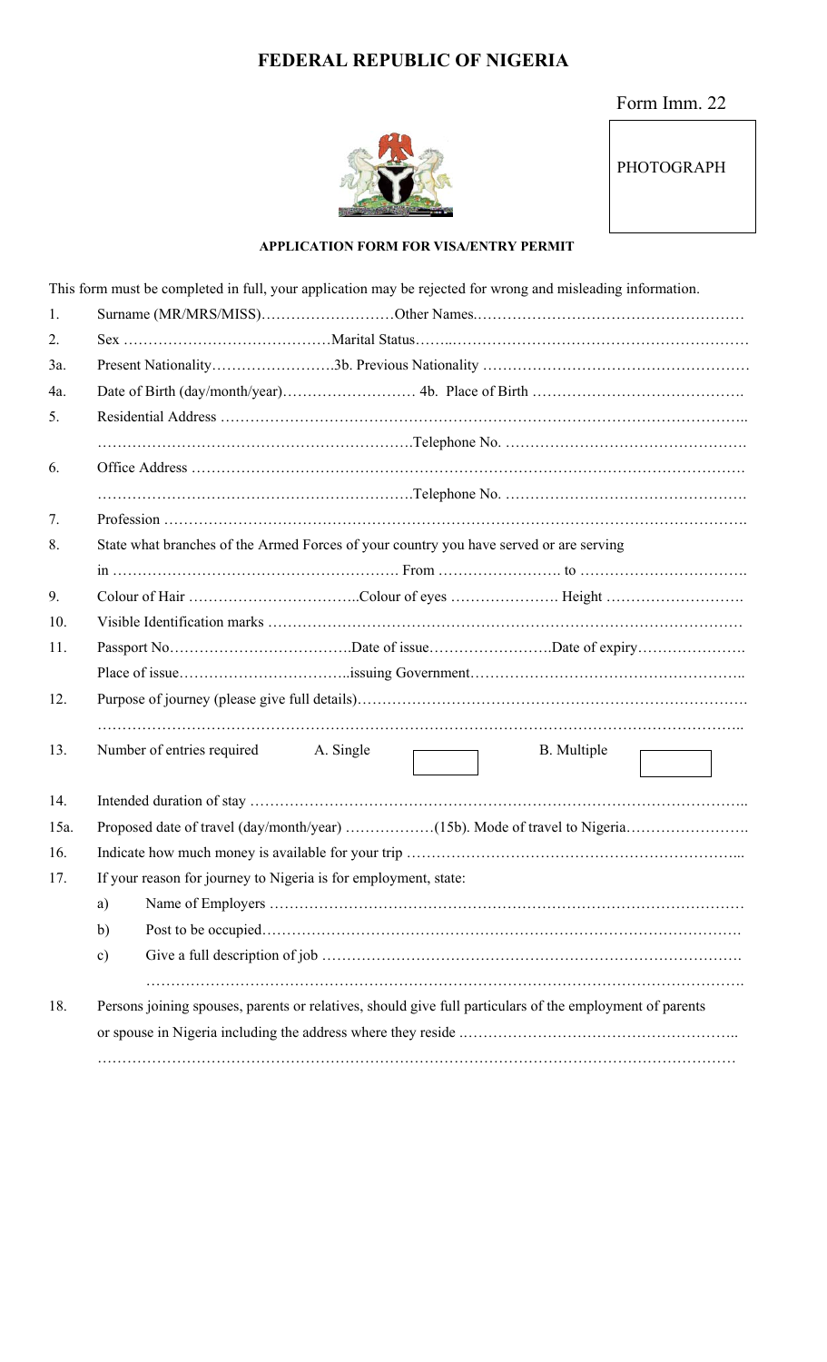# FEDERAL REPUBLIC OF NIGERIA

Form Imm. 22

PHOTOGRAPH

**APPLICATION FORM FOR VISA/ENTRY PERMIT**

This form must be completed in full, your application may be rejected for wrong and misleading information.

1. Surname (MR/MRS/MISS)………………………Other Names.………………………………………………
2. Sex ……………………………………Marital Status……..……………………………………………………
3a. Present Nationality……………………3b. Previous Nationality ……………………………………………
4a. Date of Birth (day/month/year)……………………… 4b. Place of Birth …………………………………….
5. Residential Address …………………………………………………………………………………………..
……………………………………………………Telephone No. ………………………………………….
6. Office Address ………………………………………………………………………………………………
……………………………………………………Telephone No. ………………………………………….
7. Profession ……………………………………………………………………………………………………
8. State what branches of the Armed Forces of your country you have served or are serving
in …………………………………………………. From ……………………. to …………………………….
9. Colour of Hair ……………………………..Colour of eyes …………………. Height ……………………….
10. Visible Identification marks …………………………………………………………………………………
11. Passport No………………………………Date of issue……………………Date of expiry………………….
Place of issue……………………………..issuing Government………………………………………………..
12. Purpose of journey (please give full details)……………………………………………………………………
……………………………………………………………………………………………………………………..
13. Number of entries required A. Single ☐ B. Multiple ☐
14. Intended duration of stay ……………………………………………………………………………………..
15a. Proposed date of travel (day/month/year) ………………(15b). Mode of travel to Nigeria…………………….
16. Indicate how much money is available for your trip …………………………………………………………...
17. If your reason for journey to Nigeria is for employment, state:
    a) Name of Employers …………………………………………………………………………………
    b) Post to be occupied……………………………………………………………………………………
    c) Give a full description of job ……………………………………………………………………………
    ……………………………………………………………………………………………………………….
18. Persons joining spouses, parents or relatives, should give full particulars of the employment of parents
or spouse in Nigeria including the address where they reside .………………………………………………..
……………………………………………………………………………………………………………………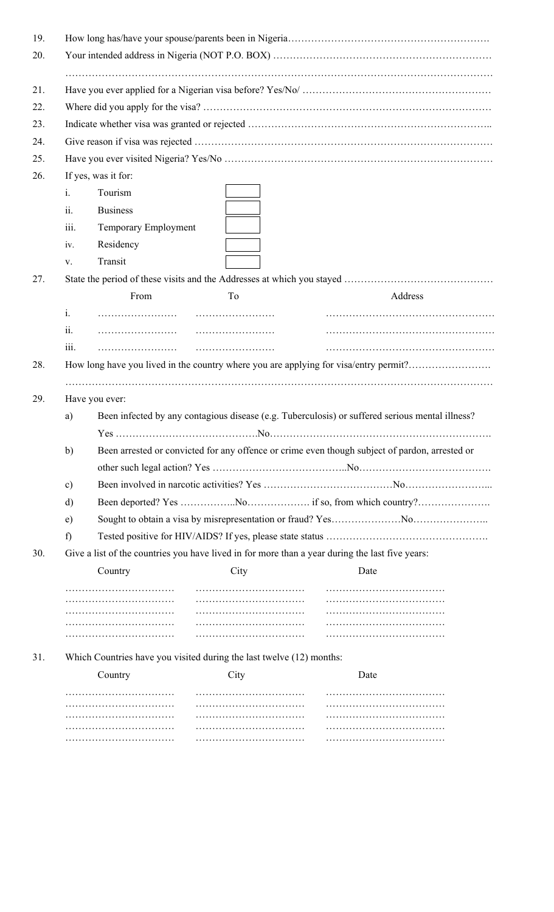19. How long has/have your spouse/parents been in Nigeria…………………………………………………….

20. Your intended address in Nigeria (NOT P.O. BOX) ………………………………………………………

………………………………………………………………………………………………………………

21. Have you ever applied for a Nigerian visa before? Yes/No/ ………………………………………………

22. Where did you apply for the visa? ……………………………………………………………………………

23. Indicate whether visa was granted or rejected ………………………………………………………………..

24. Give reason if visa was rejected ………………………………………………………………………………

25. Have you ever visited Nigeria? Yes/No ………………………………………………………………………

26. If yes, was it for:

| | | |
|---|---|---|
| i. | Tourism | ☐ |
| ii. | Business | ☐ |
| iii. | Temporary Employment | ☐ |
| iv. | Residency | ☐ |
| v. | Transit | ☐ |

27. State the period of these visits and the Addresses at which you stayed ………………………………………

| | From | To | Address |
|---|---|---|---|
| i. | …………………… | …………………… | …………………………………………… |
| ii. | …………………… | …………………… | …………………………………………… |
| iii. | …………………… | …………………… | …………………………………………… |

28. How long have you lived in the country where you are applying for visa/entry permit?…………………….

………………………………………………………………………………………………………………

29. Have you ever:

a) Been infected by any contagious disease (e.g. Tuberculosis) or suffered serious mental illness?
Yes …………………………………….No…………………………………………………………

b) Been arrested or convicted for any offence or crime even though subject of pardon, arrested or other such legal action? Yes …………………………………..No………………………………….

c) Been involved in narcotic activities? Yes …………………………………No……………………...

d) Been deported? Yes ……………..No………………. if so, from which country?………………….

e) Sought to obtain a visa by misrepresentation or fraud? Yes…………………No…………………..

f) Tested positive for HIV/AIDS? If yes, please state status ………………………………………….

30. Give a list of the countries you have lived in for more than a year during the last five years:

| Country | City | Date |
|---|---|---|
| …………………………… | …………………………… | ……………………………… |
| …………………………… | …………………………… | ……………………………… |
| …………………………… | …………………………… | ……………………………… |
| …………………………… | …………………………… | ……………………………… |
| …………………………… | …………………………… | ……………………………… |

31. Which Countries have you visited during the last twelve (12) months:

| Country | City | Date |
|---|---|---|
| …………………………… | …………………………… | ……………………………… |
| …………………………… | …………………………… | ……………………………… |
| …………………………… | …………………………… | ……………………………… |
| …………………………… | …………………………… | ……………………………… |
| …………………………… | …………………………… | ……………………………… |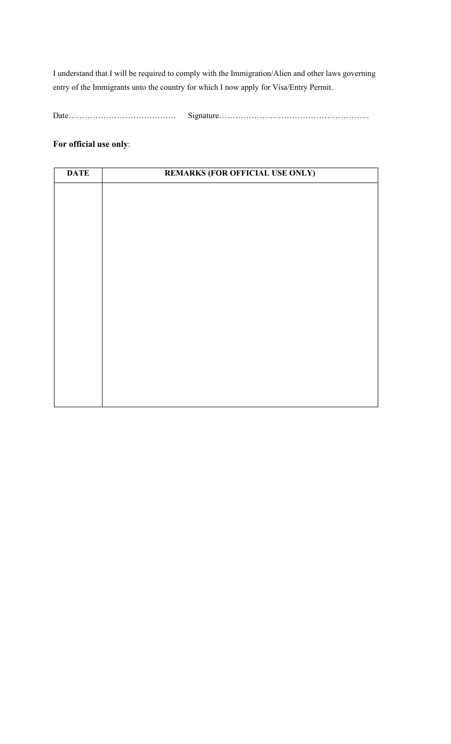I understand that I will be required to comply with the Immigration/Alien and other laws governing entry of the Immigrants unto the country for which I now apply for Visa/Entry Permit.

Date…………………………………. Signature………………………………………………..

**For official use only**:

| DATE | REMARKS (FOR OFFICIAL USE ONLY) |
| --- | --- |
| | |